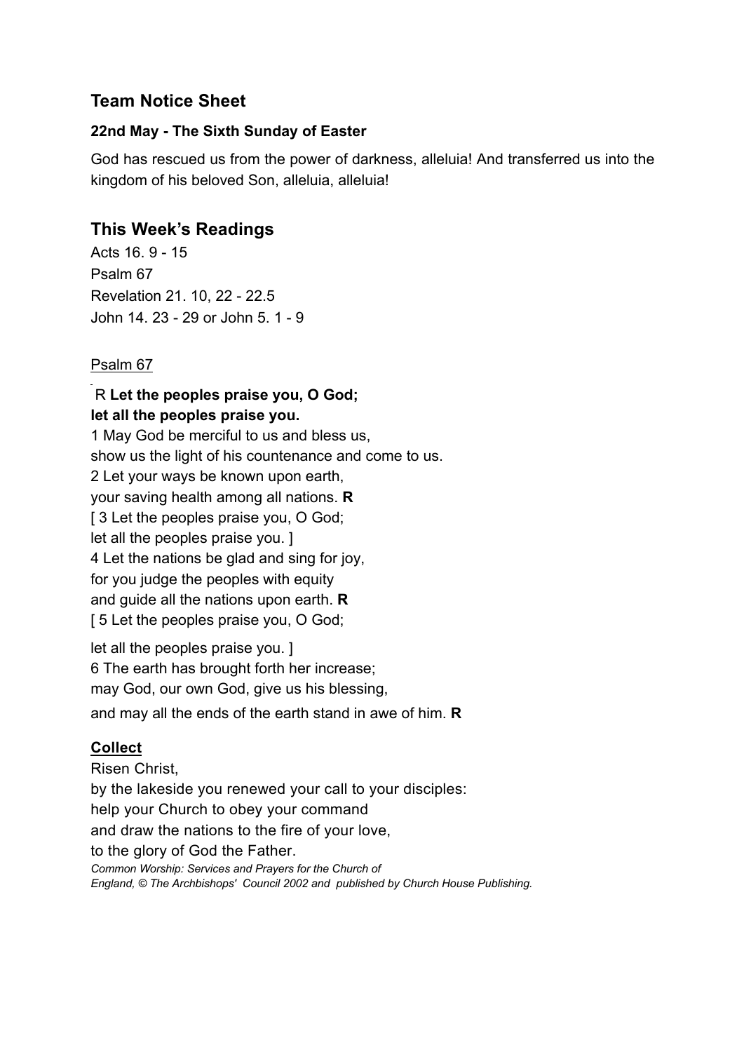## Team Notice Sheet

**22nd May - The Sixth Sunday of Easter**

God has rescued us from the power of darkness, alleluia! And transferred us into the kingdom of his beloved Son, alleluia, alleluia!

## This Week's Readings

Acts 16. 9 - 15
Psalm 67
Revelation 21. 10, 22 - 22.5
John 14. 23 - 29 or John 5. 1 - 9

Psalm 67

R **Let the peoples praise you, O God;
let all the peoples praise you.**
1 May God be merciful to us and bless us,
show us the light of his countenance and come to us.
2 Let your ways be known upon earth,
your saving health among all nations. **R**
[ 3 Let the peoples praise you, O God;
let all the peoples praise you. ]
4 Let the nations be glad and sing for joy,
for you judge the peoples with equity
and guide all the nations upon earth. **R**
[ 5 Let the peoples praise you, O God;
let all the peoples praise you. ]
6 The earth has brought forth her increase;
may God, our own God, give us his blessing,
and may all the ends of the earth stand in awe of him. **R**

**Collect**

Risen Christ,
by the lakeside you renewed your call to your disciples:
help your Church to obey your command
and draw the nations to the fire of your love,
to the glory of God the Father.

*Common Worship: Services and Prayers for the Church of England, © The Archbishops' Council 2002 and published by Church House Publishing.*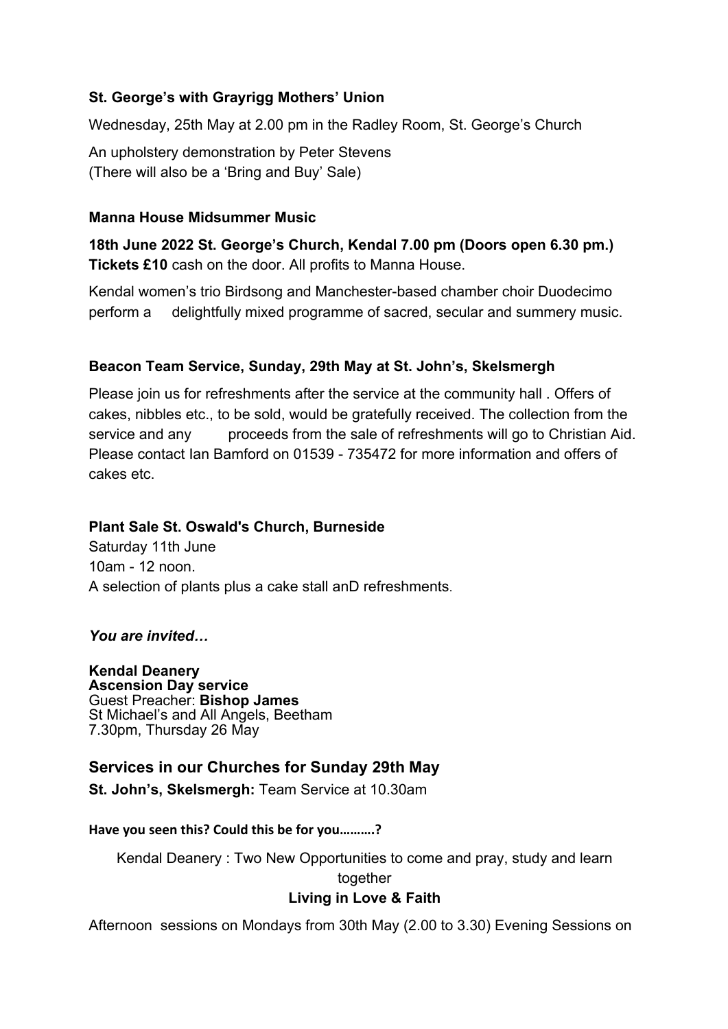### St. George's with Grayrigg Mothers' Union

Wednesday, 25th May at 2.00 pm in the Radley Room, St. George's Church

An upholstery demonstration by Peter Stevens
(There will also be a 'Bring and Buy' Sale)

### Manna House Midsummer Music

**18th June 2022 St. George's Church, Kendal 7.00 pm (Doors open 6.30 pm.)**
**Tickets £10** cash on the door. All profits to Manna House.

Kendal women's trio Birdsong and Manchester-based chamber choir Duodecimo perform a delightfully mixed programme of sacred, secular and summery music.

### Beacon Team Service, Sunday, 29th May at St. John's, Skelsmergh

Please join us for refreshments after the service at the community hall . Offers of cakes, nibbles etc., to be sold, would be gratefully received. The collection from the service and any proceeds from the sale of refreshments will go to Christian Aid. Please contact Ian Bamford on 01539 - 735472 for more information and offers of cakes etc.

### Plant Sale St. Oswald's Church, Burneside

Saturday 11th June
10am - 12 noon.
A selection of plants plus a cake stall anD refreshments.

***You are invited…***

**Kendal Deanery**
**Ascension Day service**
Guest Preacher: **Bishop James**
St Michael's and All Angels, Beetham
7.30pm, Thursday 26 May

## Services in our Churches for Sunday 29th May

**St. John's, Skelsmergh:** Team Service at 10.30am

**Have you seen this? Could this be for you……….?**

Kendal Deanery : Two New Opportunities to come and pray, study and learn together

**Living in Love & Faith**

Afternoon sessions on Mondays from 30th May (2.00 to 3.30) Evening Sessions on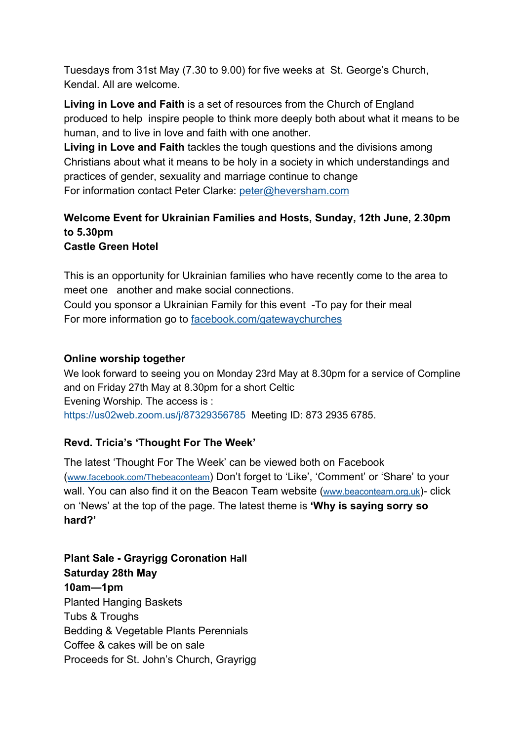Tuesdays from 31st May (7.30 to 9.00) for five weeks at St. George's Church, Kendal. All are welcome.

**Living in Love and Faith** is a set of resources from the Church of England produced to help inspire people to think more deeply both about what it means to be human, and to live in love and faith with one another.

**Living in Love and Faith** tackles the tough questions and the divisions among Christians about what it means to be holy in a society in which understandings and practices of gender, sexuality and marriage continue to change

For information contact Peter Clarke: peter@heversham.com

**Welcome Event for Ukrainian Families and Hosts, Sunday, 12th June, 2.30pm to 5.30pm**
**Castle Green Hotel**

This is an opportunity for Ukrainian families who have recently come to the area to meet one another and make social connections.

Could you sponsor a Ukrainian Family for this event -To pay for their meal

For more information go to facebook.com/gatewaychurches

**Online worship together**

We look forward to seeing you on Monday 23rd May at 8.30pm for a service of Compline and on Friday 27th May at 8.30pm for a short Celtic Evening Worship. The access is :
https://us02web.zoom.us/j/87329356785 Meeting ID: 873 2935 6785.

**Revd. Tricia's 'Thought For The Week'**

The latest 'Thought For The Week' can be viewed both on Facebook (www.facebook.com/Thebeaconteam) Don't forget to 'Like', 'Comment' or 'Share' to your wall. You can also find it on the Beacon Team website (www.beaconteam.org.uk)- click on 'News' at the top of the page. The latest theme is **'Why is saying sorry so hard?'**

**Plant Sale - Grayrigg Coronation Hall**
**Saturday 28th May**
**10am—1pm**

Planted Hanging Baskets
Tubs & Troughs
Bedding & Vegetable Plants Perennials
Coffee & cakes will be on sale
Proceeds for St. John's Church, Grayrigg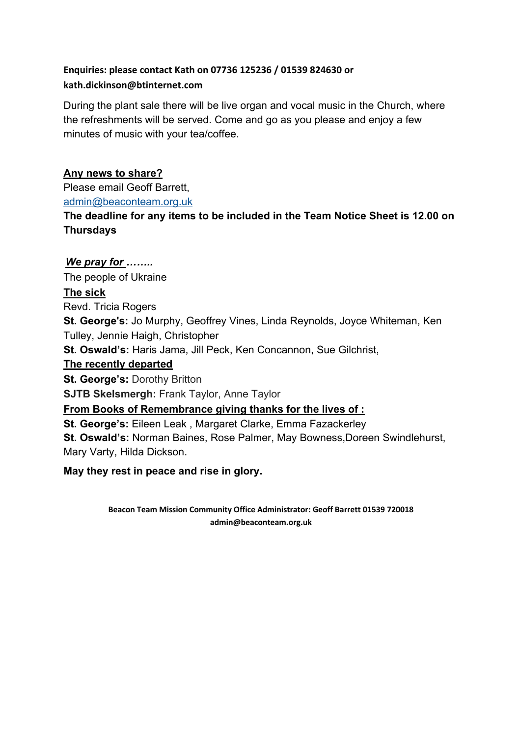**Enquiries: please contact Kath on 07736 125236 / 01539 824630 or kath.dickinson@btinternet.com**

During the plant sale there will be live organ and vocal music in the Church, where the refreshments will be served. Come and go as you please and enjoy a few minutes of music with your tea/coffee.

**Any news to share?**

Please email Geoff Barrett,
admin@beaconteam.org.uk

**The deadline for any items to be included in the Team Notice Sheet is 12.00 on Thursdays**

***We pray for ……..***

The people of Ukraine

**The sick**

Revd. Tricia Rogers

**St. George's:** Jo Murphy, Geoffrey Vines, Linda Reynolds, Joyce Whiteman, Ken Tulley, Jennie Haigh, Christopher

**St. Oswald's:** Haris Jama, Jill Peck, Ken Concannon, Sue Gilchrist,

**The recently departed**

**St. George's:** Dorothy Britton

**SJTB Skelsmergh:** Frank Taylor, Anne Taylor

**From Books of Remembrance giving thanks for the lives of :**

**St. George's:** Eileen Leak , Margaret Clarke, Emma Fazackerley

**St. Oswald's:** Norman Baines, Rose Palmer, May Bowness,Doreen Swindlehurst, Mary Varty, Hilda Dickson.

**May they rest in peace and rise in glory.**

**Beacon Team Mission Community Office Administrator: Geoff Barrett 01539 720018 admin@beaconteam.org.uk**